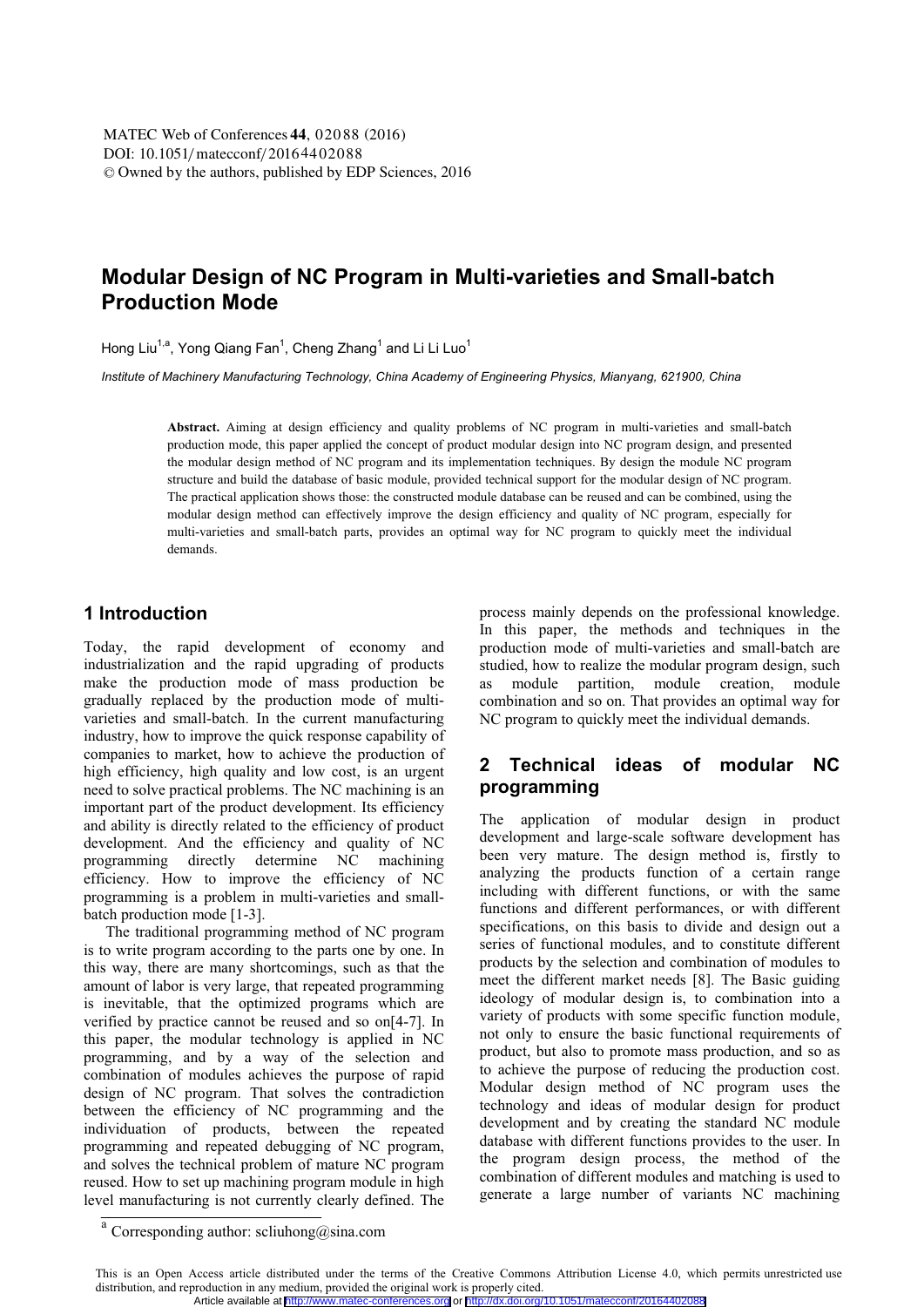# Modular Design of NC Program in Multi-varieties and Small-batch Production Mode

Hong Liu[1,a], Yong Qiang Fan[1], Cheng Zhang[1] and Li Li Luo[1]

*Institute of Machinery Manufacturing Technology, China Academy of Engineering Physics, Mianyang, 621900, China*

**Abstract.** Aiming at design efficiency and quality problems of NC program in multi-varieties and small-batch production mode, this paper applied the concept of product modular design into NC program design, and presented the modular design method of NC program and its implementation techniques. By design the module NC program structure and build the database of basic module, provided technical support for the modular design of NC program. The practical application shows those: the constructed module database can be reused and can be combined, using the modular design method can effectively improve the design efficiency and quality of NC program, especially for multi-varieties and small-batch parts, provides an optimal way for NC program to quickly meet the individual demands.

## 1 Introduction

Today, the rapid development of economy and industrialization and the rapid upgrading of products make the production mode of mass production be gradually replaced by the production mode of multi-varieties and small-batch. In the current manufacturing industry, how to improve the quick response capability of companies to market, how to achieve the production of high efficiency, high quality and low cost, is an urgent need to solve practical problems. The NC machining is an important part of the product development. Its efficiency and ability is directly related to the efficiency of product development. And the efficiency and quality of NC programming directly determine NC machining efficiency. How to improve the efficiency of NC programming is a problem in multi-varieties and small-batch production mode [1-3].

The traditional programming method of NC program is to write program according to the parts one by one. In this way, there are many shortcomings, such as that the amount of labor is very large, that repeated programming is inevitable, that the optimized programs which are verified by practice cannot be reused and so on[4-7]. In this paper, the modular technology is applied in NC programming, and by a way of the selection and combination of modules achieves the purpose of rapid design of NC program. That solves the contradiction between the efficiency of NC programming and the individuation of products, between the repeated programming and repeated debugging of NC program, and solves the technical problem of mature NC program reused. How to set up machining program module in high level manufacturing is not currently clearly defined. The process mainly depends on the professional knowledge. In this paper, the methods and techniques in the production mode of multi-varieties and small-batch are studied, how to realize the modular program design, such as module partition, module creation, module combination and so on. That provides an optimal way for NC program to quickly meet the individual demands.

## 2 Technical ideas of modular NC programming

The application of modular design in product development and large-scale software development has been very mature. The design method is, firstly to analyzing the products function of a certain range including with different functions, or with the same functions and different performances, or with different specifications, on this basis to divide and design out a series of functional modules, and to constitute different products by the selection and combination of modules to meet the different market needs [8]. The Basic guiding ideology of modular design is, to combination into a variety of products with some specific function module, not only to ensure the basic functional requirements of product, but also to promote mass production, and so as to achieve the purpose of reducing the production cost. Modular design method of NC program uses the technology and ideas of modular design for product development and by creating the standard NC module database with different functions provides to the user. In the program design process, the method of the combination of different modules and matching is used to generate a large number of variants NC machining

[a] Corresponding author: scliuhong@sina.com

This is an Open Access article distributed under the terms of the Creative Commons Attribution License 4.0, which permits unrestricted use distribution, and reproduction in any medium, provided the original work is properly cited.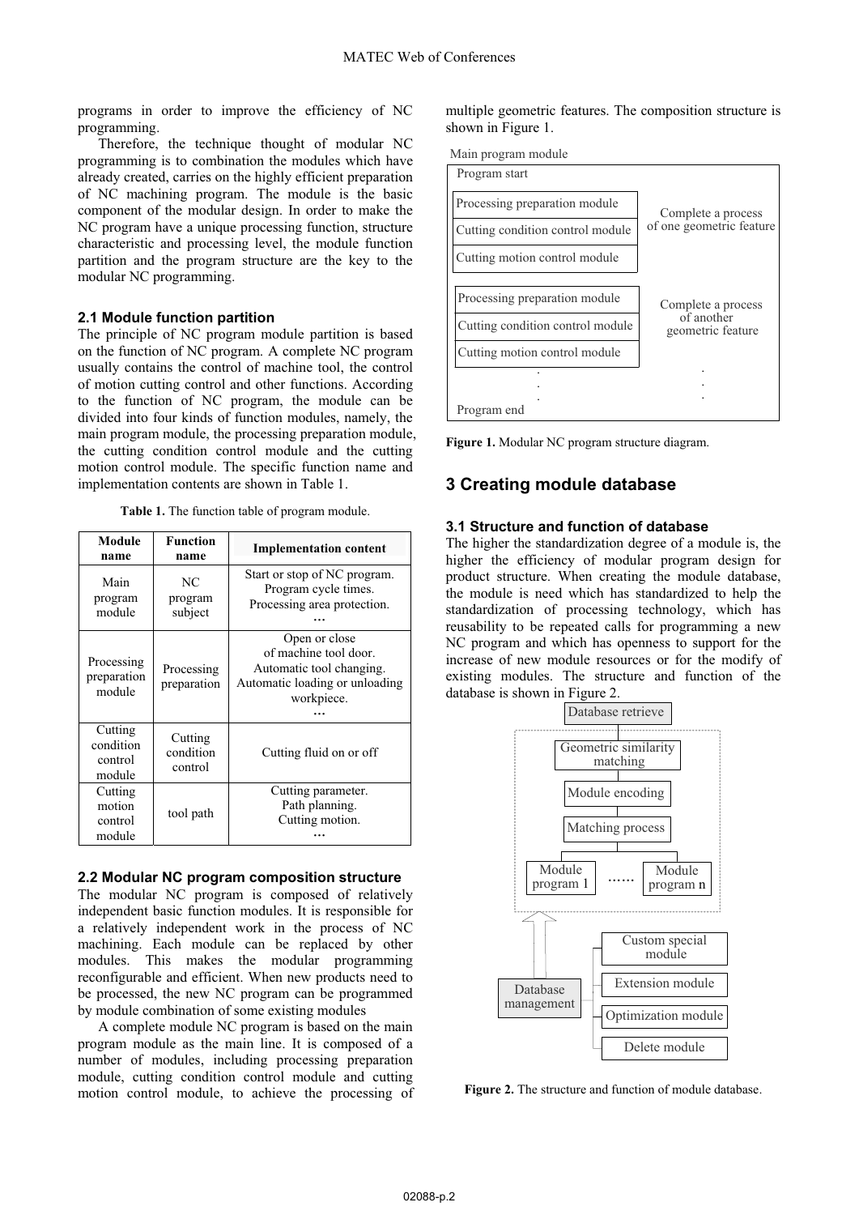programs in order to improve the efficiency of NC programming.

Therefore, the technique thought of modular NC programming is to combination the modules which have already created, carries on the highly efficient preparation of NC machining program. The module is the basic component of the modular design. In order to make the NC program have a unique processing function, structure characteristic and processing level, the module function partition and the program structure are the key to the modular NC programming.

### 2.1 Module function partition

The principle of NC program module partition is based on the function of NC program. A complete NC program usually contains the control of machine tool, the control of motion cutting control and other functions. According to the function of NC program, the module can be divided into four kinds of function modules, namely, the main program module, the processing preparation module, the cutting condition control module and the cutting motion control module. The specific function name and implementation contents are shown in Table 1.

**Table 1.** The function table of program module.

| Module name | Function name | Implementation content |
|---|---|---|
| Main program module | NC program subject | Start or stop of NC program. Program cycle times. Processing area protection. … |
| Processing preparation module | Processing preparation | Open or close of machine tool door. Automatic tool changing. Automatic loading or unloading workpiece. … |
| Cutting condition control module | Cutting condition control | Cutting fluid on or off |
| Cutting motion control module | tool path | Cutting parameter. Path planning. Cutting motion. … |

### 2.2 Modular NC program composition structure

The modular NC program is composed of relatively independent basic function modules. It is responsible for a relatively independent work in the process of NC machining. Each module can be replaced by other modules. This makes the modular programming reconfigurable and efficient. When new products need to be processed, the new NC program can be programmed by module combination of some existing modules

A complete module NC program is based on the main program module as the main line. It is composed of a number of modules, including processing preparation module, cutting condition control module and cutting motion control module, to achieve the processing of multiple geometric features. The composition structure is shown in Figure 1.

Main program module

Program start

Processing preparation module
Cutting condition control module
Cutting motion control module — Complete a process of one geometric feature

Processing preparation module
Cutting condition control module
Cutting motion control module — Complete a process of another geometric feature

.
.
.

Program end

**Figure 1.** Modular NC program structure diagram.

## 3 Creating module database

### 3.1 Structure and function of database

The higher the standardization degree of a module is, the higher the efficiency of modular program design for product structure. When creating the module database, the module is need which has standardized to help the standardization of processing technology, which has reusability to be repeated calls for programming a new NC program and which has openness to support for the increase of new module resources or for the modify of existing modules. The structure and function of the database is shown in Figure 2.

Database retrieve

Geometric similarity matching → Module encoding → Matching process → Module program 1 …… Module program n

Database management: Custom special module; Extension module; Optimization module; Delete module

**Figure 2.** The structure and function of module database.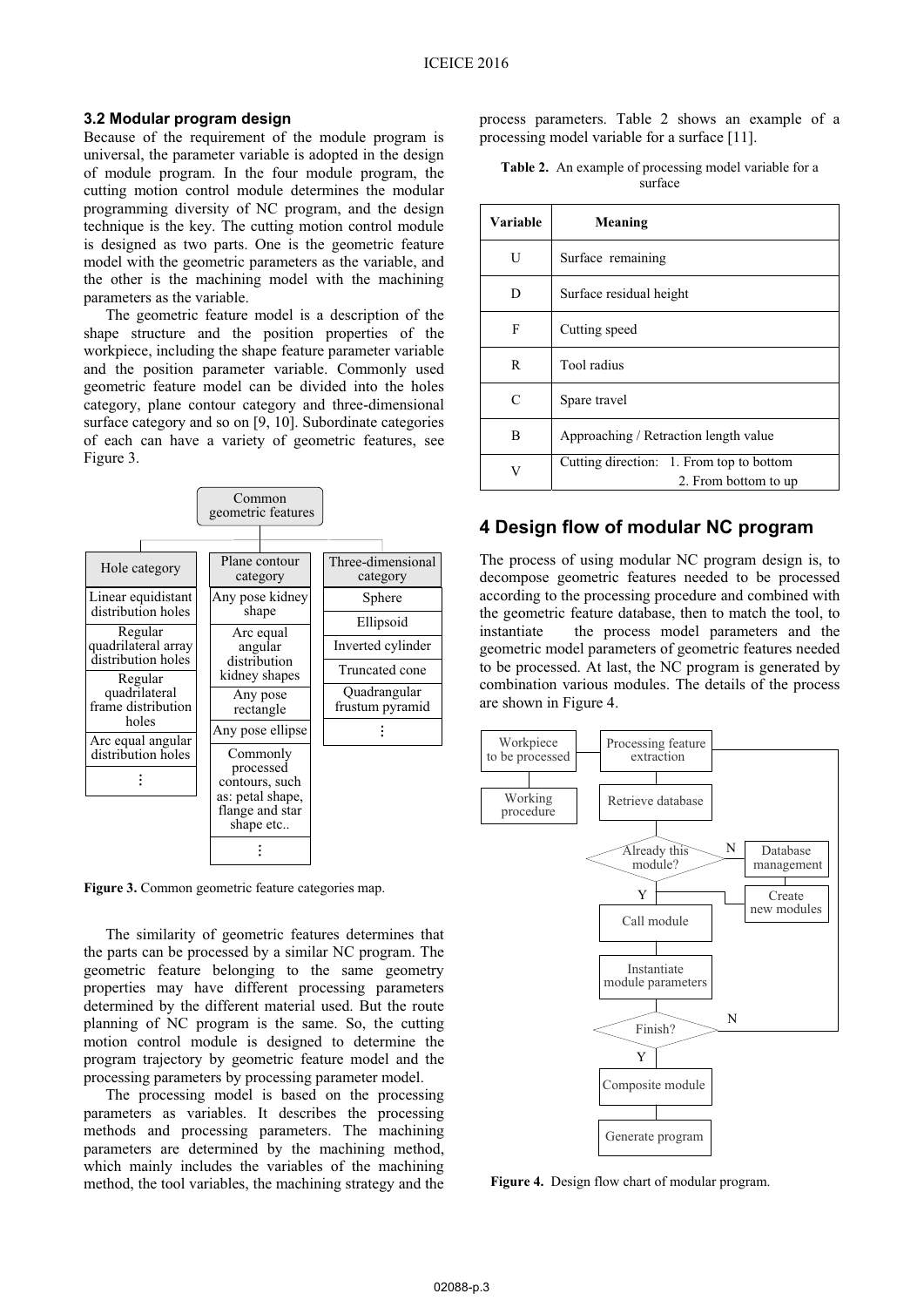### 3.2 Modular program design

Because of the requirement of the module program is universal, the parameter variable is adopted in the design of module program. In the four module program, the cutting motion control module determines the modular programming diversity of NC program, and the design technique is the key. The cutting motion control module is designed as two parts. One is the geometric feature model with the geometric parameters as the variable, and the other is the machining model with the machining parameters as the variable.

The geometric feature model is a description of the shape structure and the position properties of the workpiece, including the shape feature parameter variable and the position parameter variable. Commonly used geometric feature model can be divided into the holes category, plane contour category and three-dimensional surface category and so on [9, 10]. Subordinate categories of each can have a variety of geometric features, see Figure 3.

| Hole category | Plane contour category | Three-dimensional category |
|---|---|---|
| Linear equidistant distribution holes | Any pose kidney shape | Sphere |
| Regular quadrilateral array distribution holes | Arc equal angular distribution kidney shapes | Ellipsoid |
| Regular quadrilateral frame distribution holes | Any pose rectangle | Inverted cylinder |
| Arc equal angular distribution holes | Any pose ellipse | Truncated cone |
| ⋮ | Commonly processed contours, such as: petal shape, flange and star shape etc.. | Quadrangular frustum pyramid |
| | ⋮ | ⋮ |

**Figure 3.** Common geometric feature categories map.

The similarity of geometric features determines that the parts can be processed by a similar NC program. The geometric feature belonging to the same geometry properties may have different processing parameters determined by the different material used. But the route planning of NC program is the same. So, the cutting motion control module is designed to determine the program trajectory by geometric feature model and the processing parameters by processing parameter model.

The processing model is based on the processing parameters as variables. It describes the processing methods and processing parameters. The machining parameters are determined by the machining method, which mainly includes the variables of the machining method, the tool variables, the machining strategy and the process parameters. Table 2 shows an example of a processing model variable for a surface [11].

**Table 2.** An example of processing model variable for a surface

| Variable | Meaning |
|---|---|
| U | Surface remaining |
| D | Surface residual height |
| F | Cutting speed |
| R | Tool radius |
| C | Spare travel |
| B | Approaching / Retraction length value |
| V | Cutting direction: 1. From top to bottom 2. From bottom to up |

## 4 Design flow of modular NC program

The process of using modular NC program design is, to decompose geometric features needed to be processed according to the processing procedure and combined with the geometric feature database, then to match the tool, to instantiate the process model parameters and the geometric model parameters of geometric features needed to be processed. At last, the NC program is generated by combination various modules. The details of the process are shown in Figure 4.

Workpiece to be processed → Working procedure → Processing feature extraction → Retrieve database → Already this module? (N → Database management → Create new modules; Y) → Call module → Instantiate module parameters → Finish? (N → Processing feature extraction; Y) → Composite module → Generate program

**Figure 4.** Design flow chart of modular program.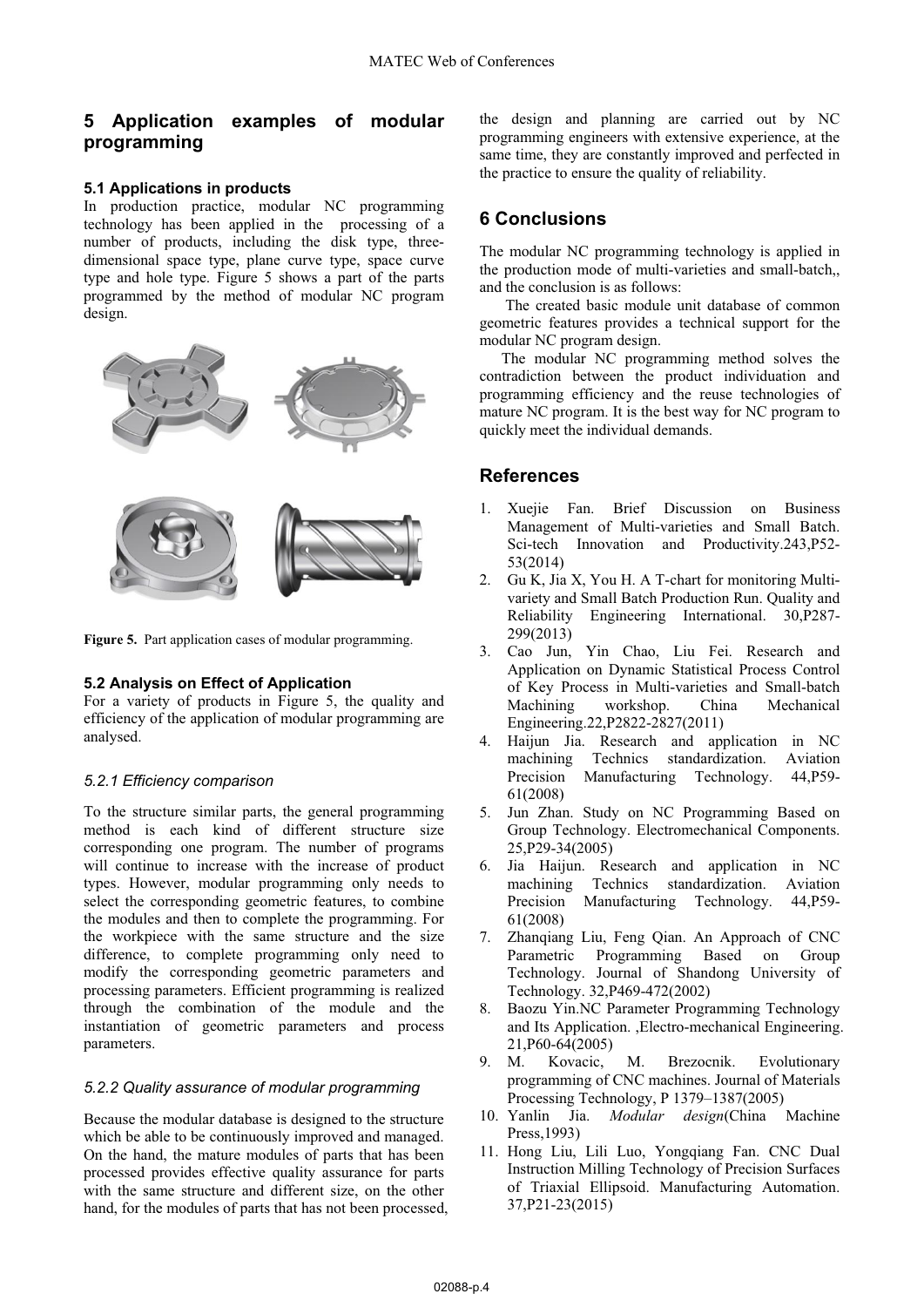## 5 Application examples of modular programming

### 5.1 Applications in products

In production practice, modular NC programming technology has been applied in the processing of a number of products, including the disk type, three-dimensional space type, plane curve type, space curve type and hole type. Figure 5 shows a part of the parts programmed by the method of modular NC program design.

**Figure 5.** Part application cases of modular programming.

### 5.2 Analysis on Effect of Application

For a variety of products in Figure 5, the quality and efficiency of the application of modular programming are analysed.

#### *5.2.1 Efficiency comparison*

To the structure similar parts, the general programming method is each kind of different structure size corresponding one program. The number of programs will continue to increase with the increase of product types. However, modular programming only needs to select the corresponding geometric features, to combine the modules and then to complete the programming. For the workpiece with the same structure and the size difference, to complete programming only need to modify the corresponding geometric parameters and processing parameters. Efficient programming is realized through the combination of the module and the instantiation of geometric parameters and process parameters.

#### *5.2.2 Quality assurance of modular programming*

Because the modular database is designed to the structure which be able to be continuously improved and managed. On the hand, the mature modules of parts that has been processed provides effective quality assurance for parts with the same structure and different size, on the other hand, for the modules of parts that has not been processed, the design and planning are carried out by NC programming engineers with extensive experience, at the same time, they are constantly improved and perfected in the practice to ensure the quality of reliability.

## 6 Conclusions

The modular NC programming technology is applied in the production mode of multi-varieties and small-batch,, and the conclusion is as follows:

The created basic module unit database of common geometric features provides a technical support for the modular NC program design.

The modular NC programming method solves the contradiction between the product individuation and programming efficiency and the reuse technologies of mature NC program. It is the best way for NC program to quickly meet the individual demands.

## References

1. Xuejie Fan. Brief Discussion on Business Management of Multi-varieties and Small Batch. Sci-tech Innovation and Productivity.243,P52-53(2014)
2. Gu K, Jia X, You H. A T-chart for monitoring Multi-variety and Small Batch Production Run. Quality and Reliability Engineering International. 30,P287-299(2013)
3. Cao Jun, Yin Chao, Liu Fei. Research and Application on Dynamic Statistical Process Control of Key Process in Multi-varieties and Small-batch Machining workshop. China Mechanical Engineering.22,P2822-2827(2011)
4. Haijun Jia. Research and application in NC machining Technics standardization. Aviation Precision Manufacturing Technology. 44,P59-61(2008)
5. Jun Zhan. Study on NC Programming Based on Group Technology. Electromechanical Components. 25,P29-34(2005)
6. Jia Haijun. Research and application in NC machining Technics standardization. Aviation Precision Manufacturing Technology. 44,P59-61(2008)
7. Zhanqiang Liu, Feng Qian. An Approach of CNC Parametric Programming Based on Group Technology. Journal of Shandong University of Technology. 32,P469-472(2002)
8. Baozu Yin.NC Parameter Programming Technology and Its Application. ,Electro-mechanical Engineering. 21,P60-64(2005)
9. M. Kovacic, M. Brezocnik. Evolutionary programming of CNC machines. Journal of Materials Processing Technology, P 1379–1387(2005)
10. Yanlin Jia. *Modular design*(China Machine Press,1993)
11. Hong Liu, Lili Luo, Yongqiang Fan. CNC Dual Instruction Milling Technology of Precision Surfaces of Triaxial Ellipsoid. Manufacturing Automation. 37,P21-23(2015)